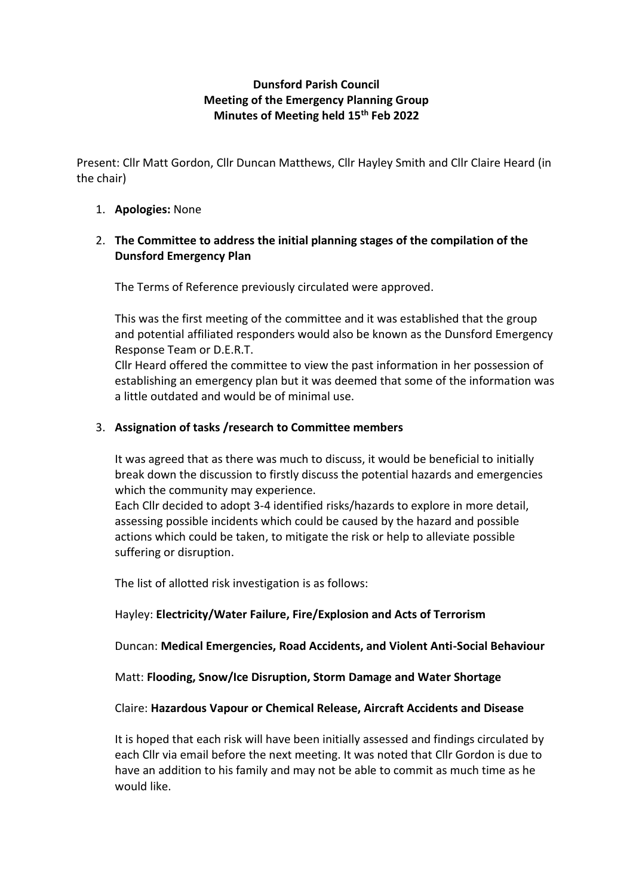**Dunsford Parish Council**
**Meeting of the Emergency Planning Group**
**Minutes of Meeting held 15th Feb 2022**

Present: Cllr Matt Gordon, Cllr Duncan Matthews, Cllr Hayley Smith and Cllr Claire Heard (in the chair)

1. **Apologies:** None

2. **The Committee to address the initial planning stages of the compilation of the Dunsford Emergency Plan**

   The Terms of Reference previously circulated were approved.

   This was the first meeting of the committee and it was established that the group and potential affiliated responders would also be known as the Dunsford Emergency Response Team or D.E.R.T.
   Cllr Heard offered the committee to view the past information in her possession of establishing an emergency plan but it was deemed that some of the information was a little outdated and would be of minimal use.

3. **Assignation of tasks /research to Committee members**

   It was agreed that as there was much to discuss, it would be beneficial to initially break down the discussion to firstly discuss the potential hazards and emergencies which the community may experience.
   Each Cllr decided to adopt 3-4 identified risks/hazards to explore in more detail, assessing possible incidents which could be caused by the hazard and possible actions which could be taken, to mitigate the risk or help to alleviate possible suffering or disruption.

   The list of allotted risk investigation is as follows:

   Hayley: **Electricity/Water Failure, Fire/Explosion and Acts of Terrorism**

   Duncan: **Medical Emergencies, Road Accidents, and Violent Anti-Social Behaviour**

   Matt: **Flooding, Snow/Ice Disruption, Storm Damage and Water Shortage**

   Claire: **Hazardous Vapour or Chemical Release, Aircraft Accidents and Disease**

   It is hoped that each risk will have been initially assessed and findings circulated by each Cllr via email before the next meeting. It was noted that Cllr Gordon is due to have an addition to his family and may not be able to commit as much time as he would like.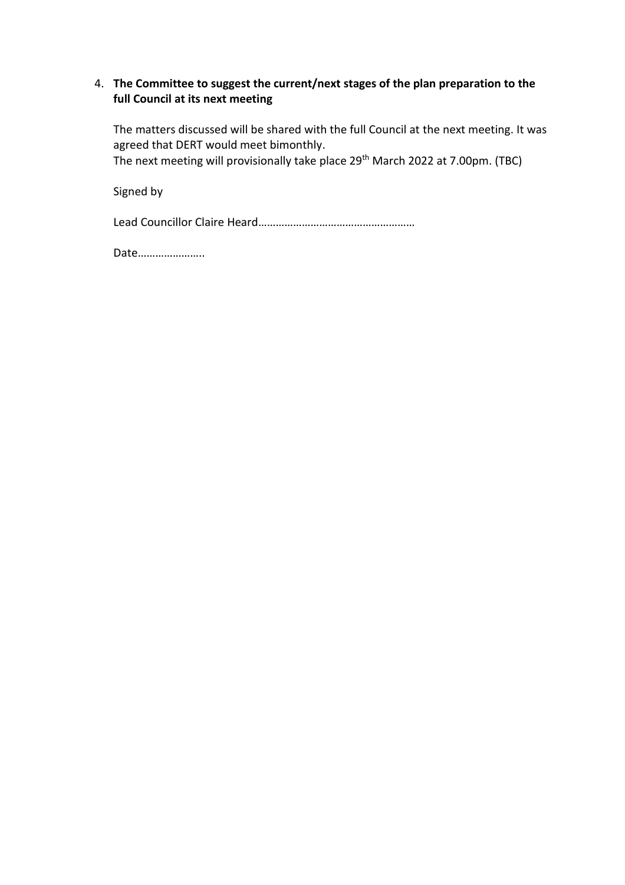4. **The Committee to suggest the current/next stages of the plan preparation to the full Council at its next meeting**

   The matters discussed will be shared with the full Council at the next meeting. It was agreed that DERT would meet bimonthly.
   The next meeting will provisionally take place 29th March 2022 at 7.00pm. (TBC)

   Signed by

   Lead Councillor Claire Heard………………………………………………

   Date…………………..